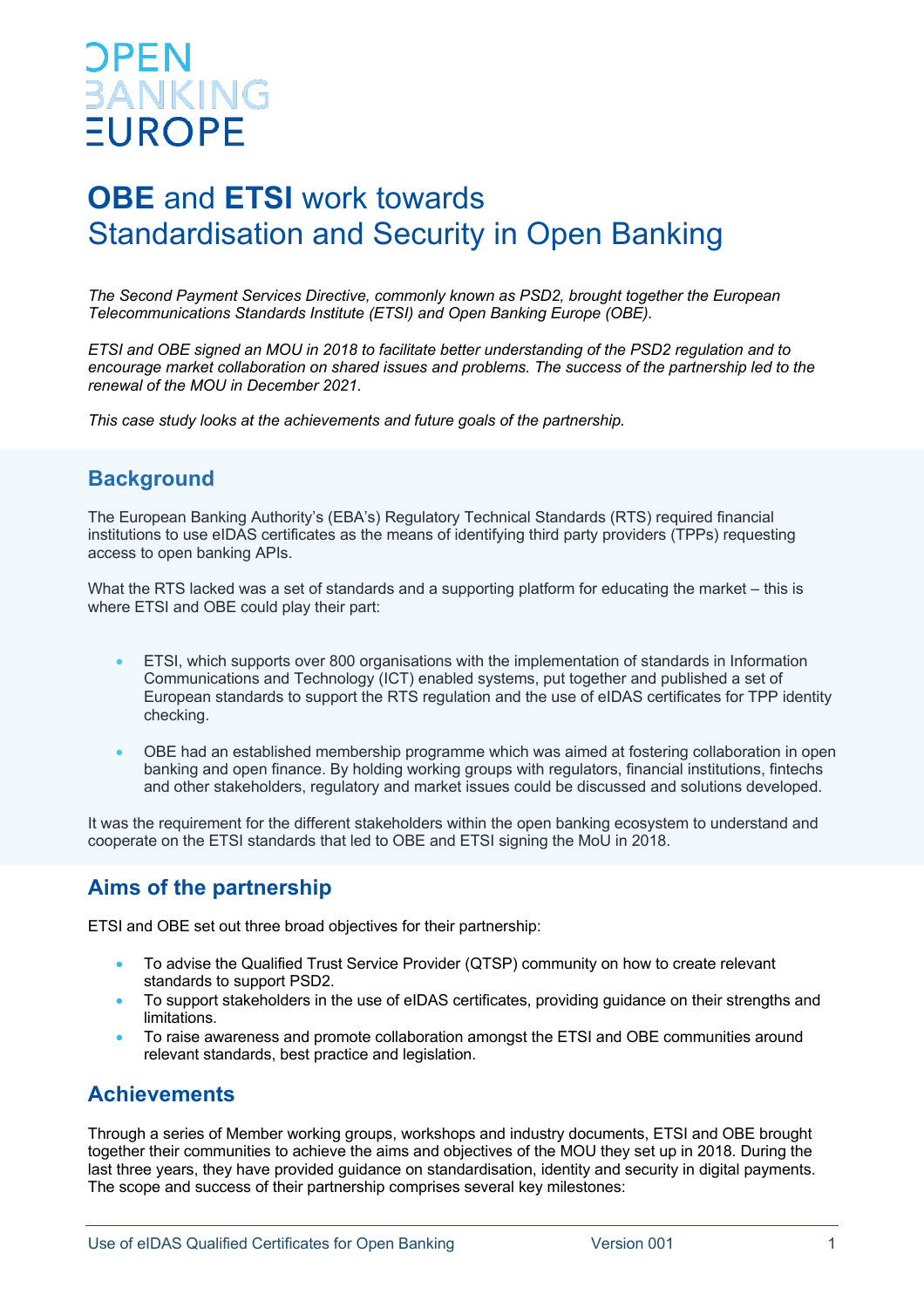# OBE and ETSI work towards Standardisation and Security in Open Banking

*The Second Payment Services Directive, commonly known as PSD2, brought together the European Telecommunications Standards Institute (ETSI) and Open Banking Europe (OBE).*

*ETSI and OBE signed an MOU in 2018 to facilitate better understanding of the PSD2 regulation and to encourage market collaboration on shared issues and problems. The success of the partnership led to the renewal of the MOU in December 2021.*

*This case study looks at the achievements and future goals of the partnership.*

## Background

The European Banking Authority's (EBA's) Regulatory Technical Standards (RTS) required financial institutions to use eIDAS certificates as the means of identifying third party providers (TPPs) requesting access to open banking APIs.

What the RTS lacked was a set of standards and a supporting platform for educating the market – this is where ETSI and OBE could play their part:

- ETSI, which supports over 800 organisations with the implementation of standards in Information Communications and Technology (ICT) enabled systems, put together and published a set of European standards to support the RTS regulation and the use of eIDAS certificates for TPP identity checking.
- OBE had an established membership programme which was aimed at fostering collaboration in open banking and open finance. By holding working groups with regulators, financial institutions, fintechs and other stakeholders, regulatory and market issues could be discussed and solutions developed.

It was the requirement for the different stakeholders within the open banking ecosystem to understand and cooperate on the ETSI standards that led to OBE and ETSI signing the MoU in 2018.

## Aims of the partnership

ETSI and OBE set out three broad objectives for their partnership:

- To advise the Qualified Trust Service Provider (QTSP) community on how to create relevant standards to support PSD2.
- To support stakeholders in the use of eIDAS certificates, providing guidance on their strengths and limitations.
- To raise awareness and promote collaboration amongst the ETSI and OBE communities around relevant standards, best practice and legislation.

## Achievements

Through a series of Member working groups, workshops and industry documents, ETSI and OBE brought together their communities to achieve the aims and objectives of the MOU they set up in 2018. During the last three years, they have provided guidance on standardisation, identity and security in digital payments. The scope and success of their partnership comprises several key milestones: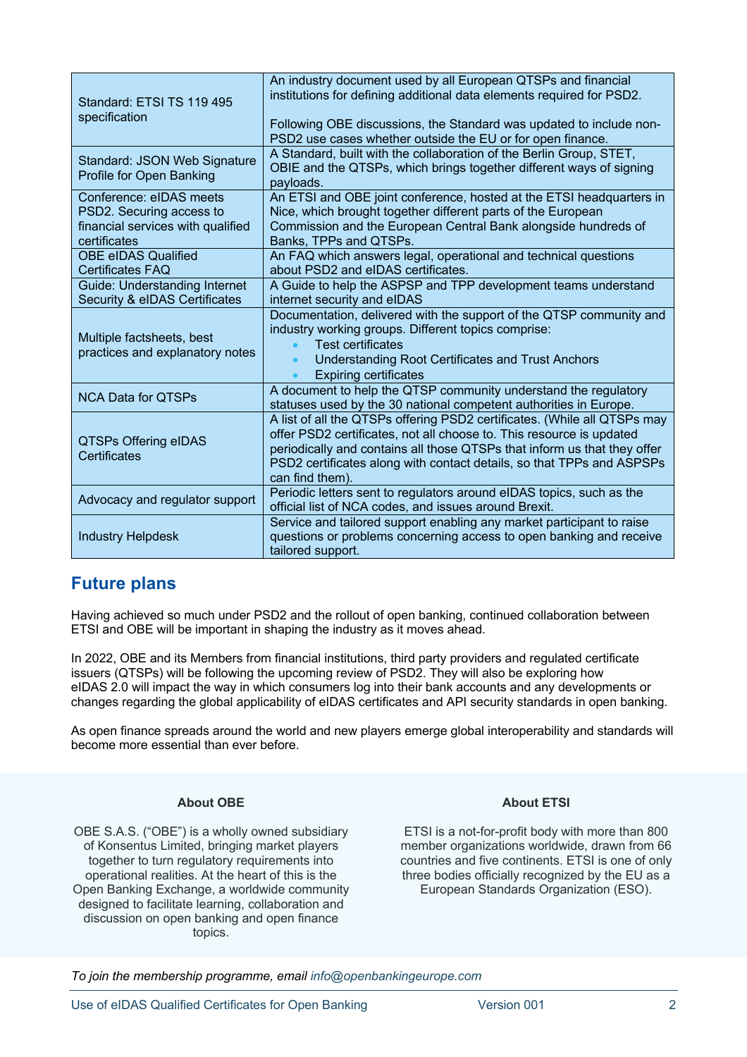| | |
|---|---|
| Standard: ETSI TS 119 495 specification | An industry document used by all European QTSPs and financial institutions for defining additional data elements required for PSD2.<br><br>Following OBE discussions, the Standard was updated to include non-PSD2 use cases whether outside the EU or for open finance. |
| Standard: JSON Web Signature Profile for Open Banking | A Standard, built with the collaboration of the Berlin Group, STET, OBIE and the QTSPs, which brings together different ways of signing payloads. |
| Conference: eIDAS meets PSD2. Securing access to financial services with qualified certificates | An ETSI and OBE joint conference, hosted at the ETSI headquarters in Nice, which brought together different parts of the European Commission and the European Central Bank alongside hundreds of Banks, TPPs and QTSPs. |
| OBE eIDAS Qualified Certificates FAQ | An FAQ which answers legal, operational and technical questions about PSD2 and eIDAS certificates. |
| Guide: Understanding Internet Security & eIDAS Certificates | A Guide to help the ASPSP and TPP development teams understand internet security and eIDAS |
| Multiple factsheets, best practices and explanatory notes | Documentation, delivered with the support of the QTSP community and industry working groups. Different topics comprise:<br>• Test certificates<br>• Understanding Root Certificates and Trust Anchors<br>• Expiring certificates |
| NCA Data for QTSPs | A document to help the QTSP community understand the regulatory statuses used by the 30 national competent authorities in Europe. |
| QTSPs Offering eIDAS Certificates | A list of all the QTSPs offering PSD2 certificates. (While all QTSPs may offer PSD2 certificates, not all choose to. This resource is updated periodically and contains all those QTSPs that inform us that they offer PSD2 certificates along with contact details, so that TPPs and ASPSPs can find them). |
| Advocacy and regulator support | Periodic letters sent to regulators around eIDAS topics, such as the official list of NCA codes, and issues around Brexit. |
| Industry Helpdesk | Service and tailored support enabling any market participant to raise questions or problems concerning access to open banking and receive tailored support. |

## Future plans

Having achieved so much under PSD2 and the rollout of open banking, continued collaboration between ETSI and OBE will be important in shaping the industry as it moves ahead.

In 2022, OBE and its Members from financial institutions, third party providers and regulated certificate issuers (QTSPs) will be following the upcoming review of PSD2. They will also be exploring how eIDAS 2.0 will impact the way in which consumers log into their bank accounts and any developments or changes regarding the global applicability of eIDAS certificates and API security standards in open banking.

As open finance spreads around the world and new players emerge global interoperability and standards will become more essential than ever before.

### About OBE

OBE S.A.S. ("OBE") is a wholly owned subsidiary of Konsentus Limited, bringing market players together to turn regulatory requirements into operational realities. At the heart of this is the Open Banking Exchange, a worldwide community designed to facilitate learning, collaboration and discussion on open banking and open finance topics.

### About ETSI

ETSI is a not-for-profit body with more than 800 member organizations worldwide, drawn from 66 countries and five continents. ETSI is one of only three bodies officially recognized by the EU as a European Standards Organization (ESO).

*To join the membership programme, email info@openbankingeurope.com*